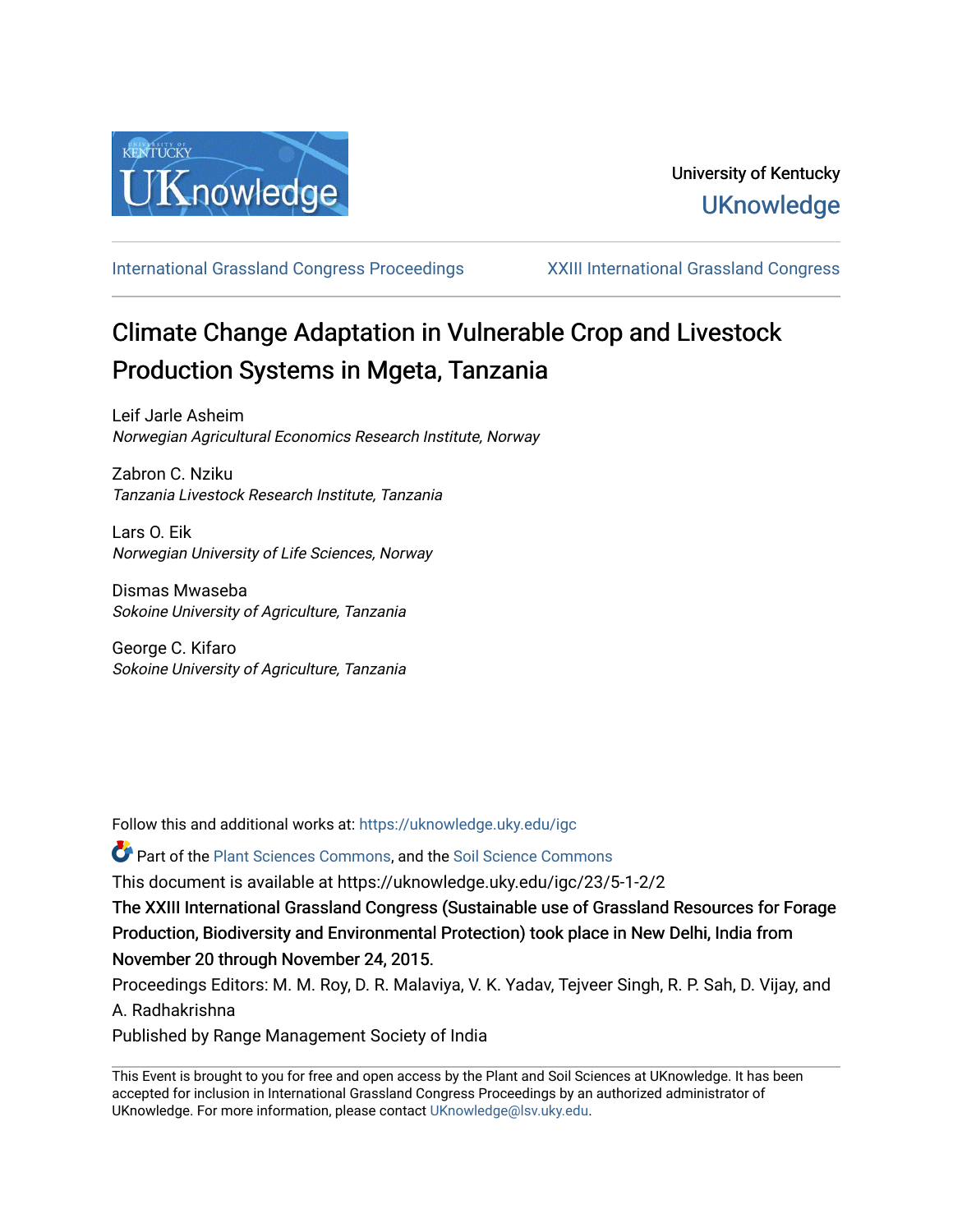University of Kentucky

UKnowledge

International Grassland Congress Proceedings | XXIII International Grassland Congress

# Climate Change Adaptation in Vulnerable Crop and Livestock Production Systems in Mgeta, Tanzania

Leif Jarle Asheim
*Norwegian Agricultural Economics Research Institute, Norway*

Zabron C. Nziku
*Tanzania Livestock Research Institute, Tanzania*

Lars O. Eik
*Norwegian University of Life Sciences, Norway*

Dismas Mwaseba
*Sokoine University of Agriculture, Tanzania*

George C. Kifaro
*Sokoine University of Agriculture, Tanzania*

Follow this and additional works at: https://uknowledge.uky.edu/igc

Part of the Plant Sciences Commons, and the Soil Science Commons

This document is available at https://uknowledge.uky.edu/igc/23/5-1-2/2

The XXIII International Grassland Congress (Sustainable use of Grassland Resources for Forage Production, Biodiversity and Environmental Protection) took place in New Delhi, India from November 20 through November 24, 2015.

Proceedings Editors: M. M. Roy, D. R. Malaviya, V. K. Yadav, Tejveer Singh, R. P. Sah, D. Vijay, and A. Radhakrishna

Published by Range Management Society of India

This Event is brought to you for free and open access by the Plant and Soil Sciences at UKnowledge. It has been accepted for inclusion in International Grassland Congress Proceedings by an authorized administrator of UKnowledge. For more information, please contact UKnowledge@lsv.uky.edu.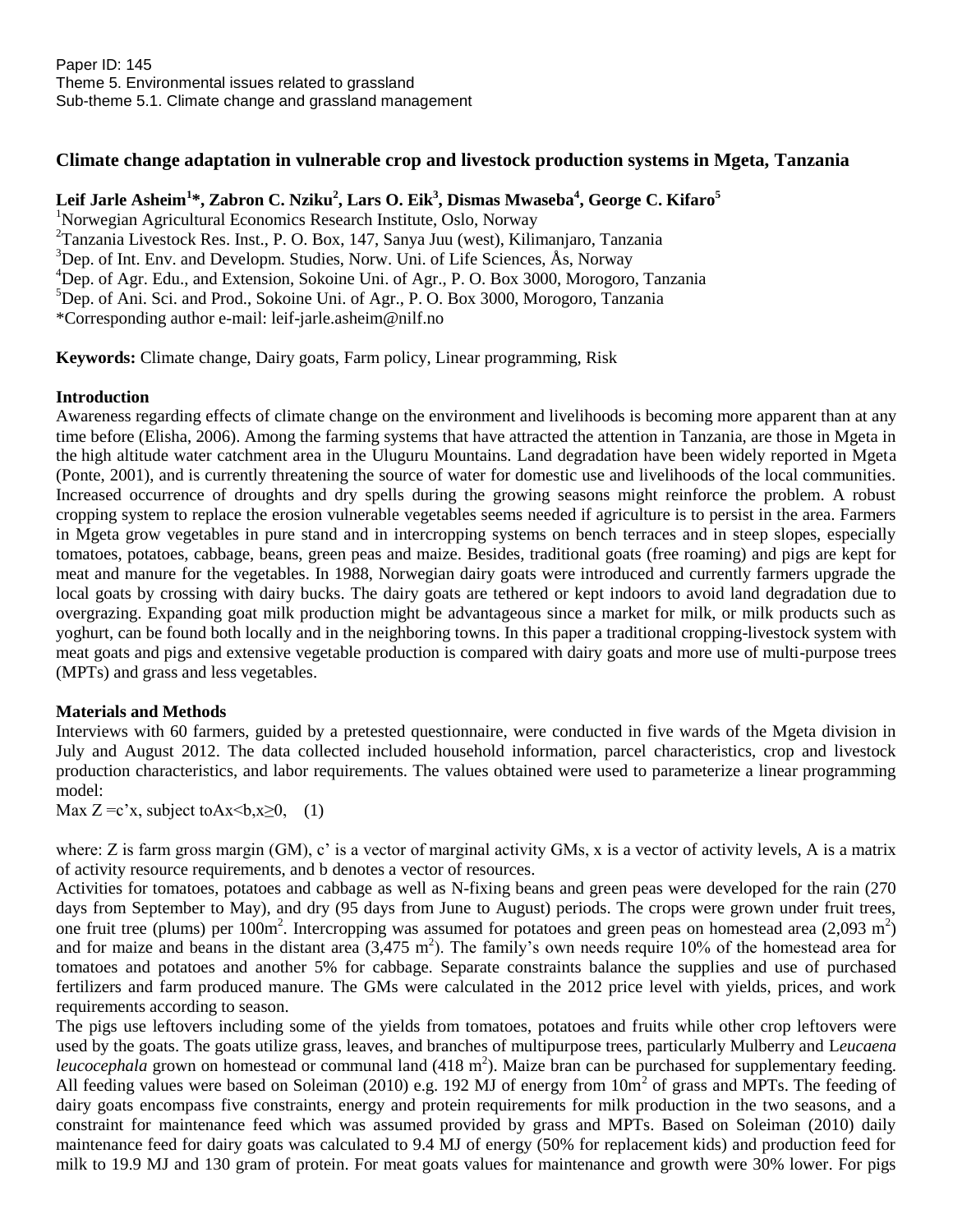Paper ID: 145
Theme 5. Environmental issues related to grassland
Sub-theme 5.1. Climate change and grassland management

# Climate change adaptation in vulnerable crop and livestock production systems in Mgeta, Tanzania

**Leif Jarle Asheim[1]*, Zabron C. Nziku[2], Lars O. Eik[3], Dismas Mwaseba[4], George C. Kifaro[5]**

[1]Norwegian Agricultural Economics Research Institute, Oslo, Norway
[2]Tanzania Livestock Res. Inst., P. O. Box, 147, Sanya Juu (west), Kilimanjaro, Tanzania
[3]Dep. of Int. Env. and Developm. Studies, Norw. Uni. of Life Sciences, Ås, Norway
[4]Dep. of Agr. Edu., and Extension, Sokoine Uni. of Agr., P. O. Box 3000, Morogoro, Tanzania
[5]Dep. of Ani. Sci. and Prod., Sokoine Uni. of Agr., P. O. Box 3000, Morogoro, Tanzania
*Corresponding author e-mail: leif-jarle.asheim@nilf.no

**Keywords:** Climate change, Dairy goats, Farm policy, Linear programming, Risk

## Introduction

Awareness regarding effects of climate change on the environment and livelihoods is becoming more apparent than at any time before (Elisha, 2006). Among the farming systems that have attracted the attention in Tanzania, are those in Mgeta in the high altitude water catchment area in the Uluguru Mountains. Land degradation have been widely reported in Mgeta (Ponte, 2001), and is currently threatening the source of water for domestic use and livelihoods of the local communities. Increased occurrence of droughts and dry spells during the growing seasons might reinforce the problem. A robust cropping system to replace the erosion vulnerable vegetables seems needed if agriculture is to persist in the area. Farmers in Mgeta grow vegetables in pure stand and in intercropping systems on bench terraces and in steep slopes, especially tomatoes, potatoes, cabbage, beans, green peas and maize. Besides, traditional goats (free roaming) and pigs are kept for meat and manure for the vegetables. In 1988, Norwegian dairy goats were introduced and currently farmers upgrade the local goats by crossing with dairy bucks. The dairy goats are tethered or kept indoors to avoid land degradation due to overgrazing. Expanding goat milk production might be advantageous since a market for milk, or milk products such as yoghurt, can be found both locally and in the neighboring towns. In this paper a traditional cropping-livestock system with meat goats and pigs and extensive vegetable production is compared with dairy goats and more use of multi-purpose trees (MPTs) and grass and less vegetables.

## Materials and Methods

Interviews with 60 farmers, guided by a pretested questionnaire, were conducted in five wards of the Mgeta division in July and August 2012. The data collected included household information, parcel characteristics, crop and livestock production characteristics, and labor requirements. The values obtained were used to parameterize a linear programming model:

Max $Z = c'x$, subject to $Ax < b, x \geq 0$, (1)

where: Z is farm gross margin (GM), c' is a vector of marginal activity GMs, x is a vector of activity levels, A is a matrix of activity resource requirements, and b denotes a vector of resources.

Activities for tomatoes, potatoes and cabbage as well as N-fixing beans and green peas were developed for the rain (270 days from September to May), and dry (95 days from June to August) periods. The crops were grown under fruit trees, one fruit tree (plums) per $100m^2$. Intercropping was assumed for potatoes and green peas on homestead area (2,093 $m^2$) and for maize and beans in the distant area (3,475 $m^2$). The family's own needs require 10% of the homestead area for tomatoes and potatoes and another 5% for cabbage. Separate constraints balance the supplies and use of purchased fertilizers and farm produced manure. The GMs were calculated in the 2012 price level with yields, prices, and work requirements according to season.

The pigs use leftovers including some of the yields from tomatoes, potatoes and fruits while other crop leftovers were used by the goats. The goats utilize grass, leaves, and branches of multipurpose trees, particularly Mulberry and L*eucaena leucocephala* grown on homestead or communal land (418 $m^2$). Maize bran can be purchased for supplementary feeding. All feeding values were based on Soleiman (2010) e.g. 192 MJ of energy from $10m^2$ of grass and MPTs. The feeding of dairy goats encompass five constraints, energy and protein requirements for milk production in the two seasons, and a constraint for maintenance feed which was assumed provided by grass and MPTs. Based on Soleiman (2010) daily maintenance feed for dairy goats was calculated to 9.4 MJ of energy (50% for replacement kids) and production feed for milk to 19.9 MJ and 130 gram of protein. For meat goats values for maintenance and growth were 30% lower. For pigs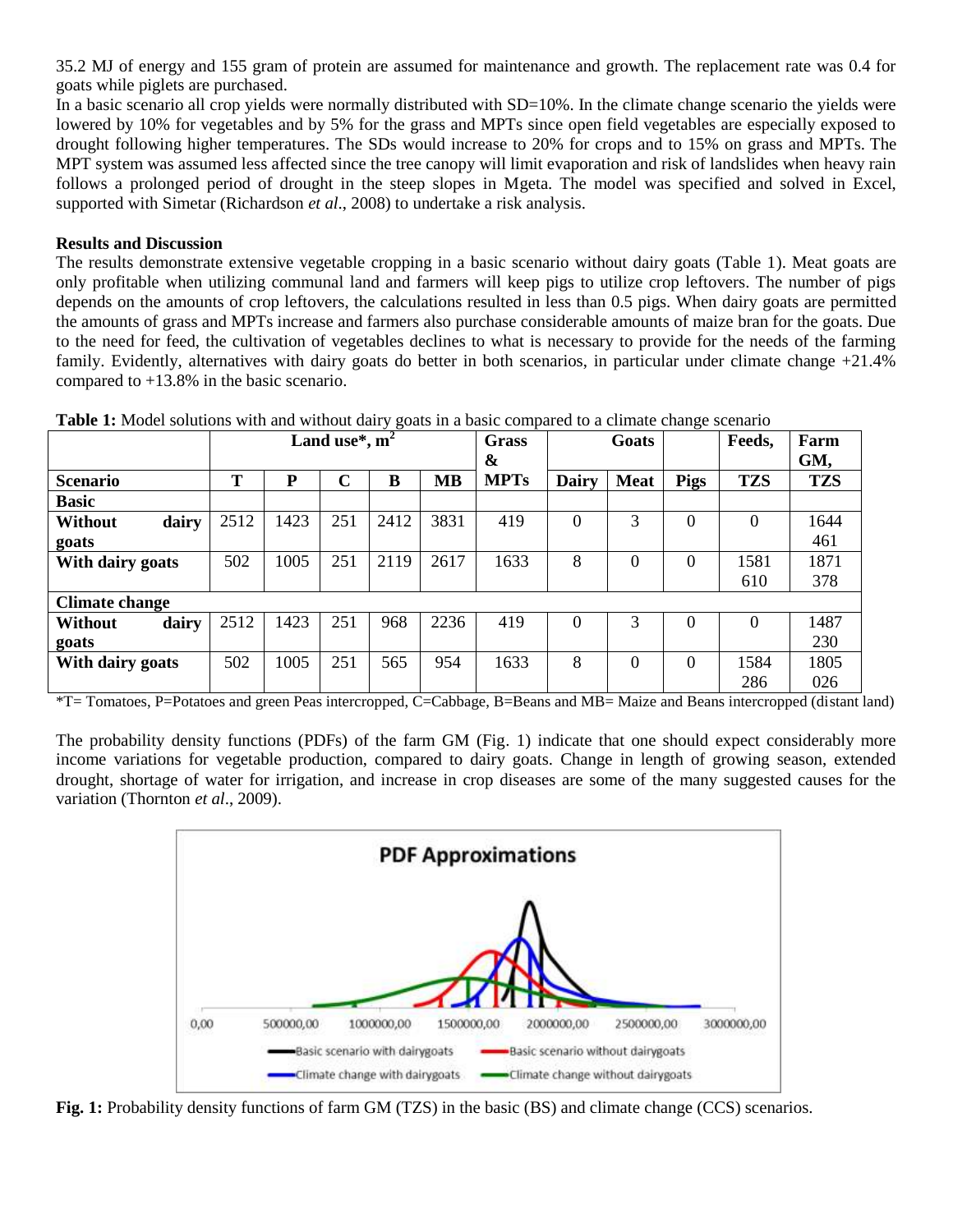35.2 MJ of energy and 155 gram of protein are assumed for maintenance and growth. The replacement rate was 0.4 for goats while piglets are purchased.

In a basic scenario all crop yields were normally distributed with SD=10%. In the climate change scenario the yields were lowered by 10% for vegetables and by 5% for the grass and MPTs since open field vegetables are especially exposed to drought following higher temperatures. The SDs would increase to 20% for crops and to 15% on grass and MPTs. The MPT system was assumed less affected since the tree canopy will limit evaporation and risk of landslides when heavy rain follows a prolonged period of drought in the steep slopes in Mgeta. The model was specified and solved in Excel, supported with Simetar (Richardson *et al*., 2008) to undertake a risk analysis.

**Results and Discussion**

The results demonstrate extensive vegetable cropping in a basic scenario without dairy goats (Table 1). Meat goats are only profitable when utilizing communal land and farmers will keep pigs to utilize crop leftovers. The number of pigs depends on the amounts of crop leftovers, the calculations resulted in less than 0.5 pigs. When dairy goats are permitted the amounts of grass and MPTs increase and farmers also purchase considerable amounts of maize bran for the goats. Due to the need for feed, the cultivation of vegetables declines to what is necessary to provide for the needs of the farming family. Evidently, alternatives with dairy goats do better in both scenarios, in particular under climate change +21.4% compared to +13.8% in the basic scenario.

**Table 1:** Model solutions with and without dairy goats in a basic compared to a climate change scenario

| | Land use*, $m^2$ | | | | | Grass & | Goats | | | Feeds, | Farm GM, |
|---|---|---|---|---|---|---|---|---|---|---|---|
| **Scenario** | **T** | **P** | **C** | **B** | **MB** | **MPTs** | **Dairy** | **Meat** | **Pigs** | **TZS** | **TZS** |
| **Basic** | | | | | | | | | | | |
| **Without dairy goats** | 2512 | 1423 | 251 | 2412 | 3831 | 419 | 0 | 3 | 0 | 0 | 1644 461 |
| **With dairy goats** | 502 | 1005 | 251 | 2119 | 2617 | 1633 | 8 | 0 | 0 | 1581 610 | 1871 378 |
| **Climate change** | | | | | | | | | | | |
| **Without dairy goats** | 2512 | 1423 | 251 | 968 | 2236 | 419 | 0 | 3 | 0 | 0 | 1487 230 |
| **With dairy goats** | 502 | 1005 | 251 | 565 | 954 | 1633 | 8 | 0 | 0 | 1584 286 | 1805 026 |

*T= Tomatoes, P=Potatoes and green Peas intercropped, C=Cabbage, B=Beans and MB= Maize and Beans intercropped (distant land)

The probability density functions (PDFs) of the farm GM (Fig. 1) indicate that one should expect considerably more income variations for vegetable production, compared to dairy goats. Change in length of growing season, extended drought, shortage of water for irrigation, and increase in crop diseases are some of the many suggested causes for the variation (Thornton *et al*., 2009).

**Fig. 1:** Probability density functions of farm GM (TZS) in the basic (BS) and climate change (CCS) scenarios.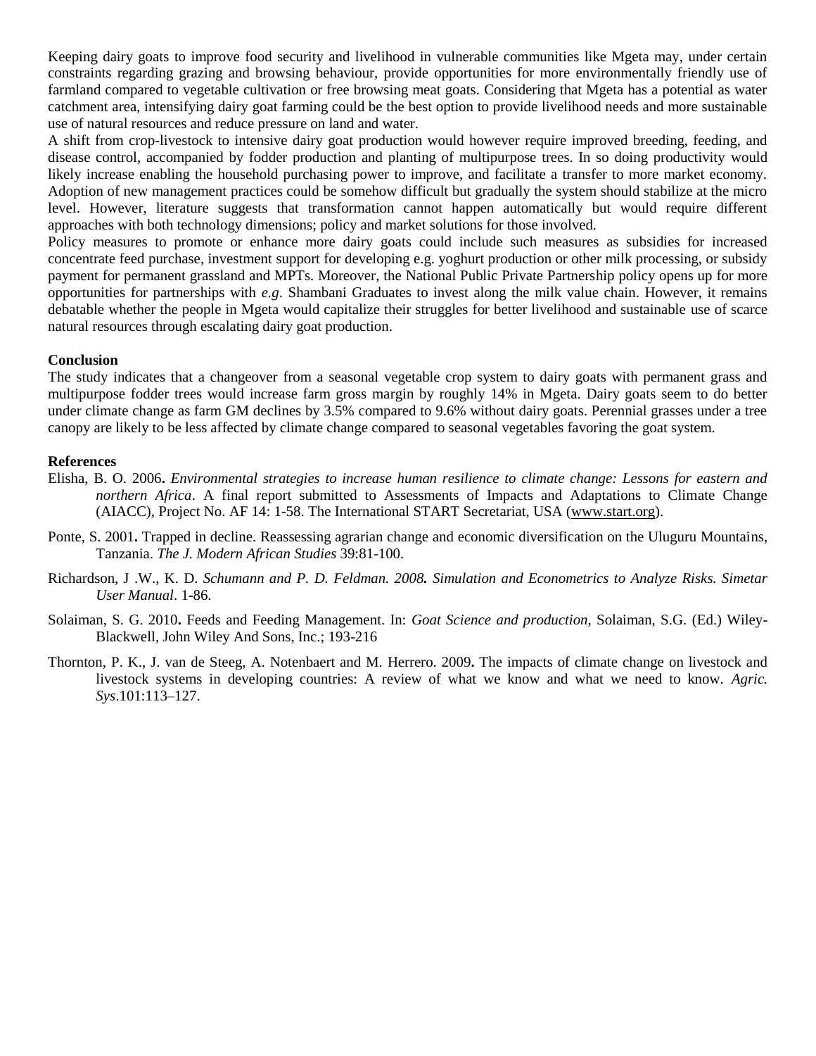Keeping dairy goats to improve food security and livelihood in vulnerable communities like Mgeta may, under certain constraints regarding grazing and browsing behaviour, provide opportunities for more environmentally friendly use of farmland compared to vegetable cultivation or free browsing meat goats. Considering that Mgeta has a potential as water catchment area, intensifying dairy goat farming could be the best option to provide livelihood needs and more sustainable use of natural resources and reduce pressure on land and water.

A shift from crop-livestock to intensive dairy goat production would however require improved breeding, feeding, and disease control, accompanied by fodder production and planting of multipurpose trees. In so doing productivity would likely increase enabling the household purchasing power to improve, and facilitate a transfer to more market economy. Adoption of new management practices could be somehow difficult but gradually the system should stabilize at the micro level. However, literature suggests that transformation cannot happen automatically but would require different approaches with both technology dimensions; policy and market solutions for those involved.

Policy measures to promote or enhance more dairy goats could include such measures as subsidies for increased concentrate feed purchase, investment support for developing e.g. yoghurt production or other milk processing, or subsidy payment for permanent grassland and MPTs. Moreover, the National Public Private Partnership policy opens up for more opportunities for partnerships with *e.g*. Shambani Graduates to invest along the milk value chain. However, it remains debatable whether the people in Mgeta would capitalize their struggles for better livelihood and sustainable use of scarce natural resources through escalating dairy goat production.

**Conclusion**

The study indicates that a changeover from a seasonal vegetable crop system to dairy goats with permanent grass and multipurpose fodder trees would increase farm gross margin by roughly 14% in Mgeta. Dairy goats seem to do better under climate change as farm GM declines by 3.5% compared to 9.6% without dairy goats. Perennial grasses under a tree canopy are likely to be less affected by climate change compared to seasonal vegetables favoring the goat system.

**References**

Elisha, B. O. 2006**.** *Environmental strategies to increase human resilience to climate change: Lessons for eastern and northern Africa*. A final report submitted to Assessments of Impacts and Adaptations to Climate Change (AIACC), Project No. AF 14: 1-58. The International START Secretariat, USA (www.start.org).

Ponte, S. 2001**.** Trapped in decline. Reassessing agrarian change and economic diversification on the Uluguru Mountains, Tanzania. *The J. Modern African Studies* 39:81-100.

Richardson, J .W., K. D. *Schumann and P. D. Feldman. 2008. Simulation and Econometrics to Analyze Risks. Simetar User Manual*. 1-86.

Solaiman, S. G. 2010**.** Feeds and Feeding Management. In: *Goat Science and production*, Solaiman, S.G. (Ed.) Wiley-Blackwell, John Wiley And Sons, Inc.; 193-216

Thornton, P. K., J. van de Steeg, A. Notenbaert and M. Herrero. 2009**.** The impacts of climate change on livestock and livestock systems in developing countries: A review of what we know and what we need to know. *Agric. Sys*.101:113–127.